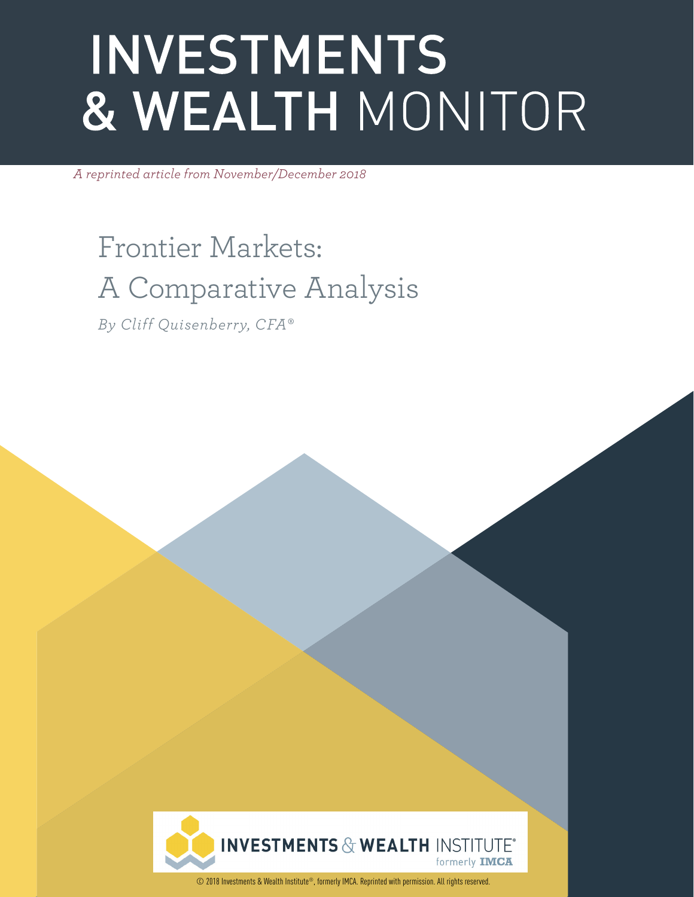# INVESTMENTS & WEALTH MONITOR

*A reprinted article from November/December 2018*

## Frontier Markets: A Comparative Analysis

*By Cliff Quisenberry, CFA®*

INVESTMENTS & WEALTH INSTITUTE® formerly IMCA

© 2018 Investments & Wealth Institute®, formerly IMCA. Reprinted with permission. All rights reserved.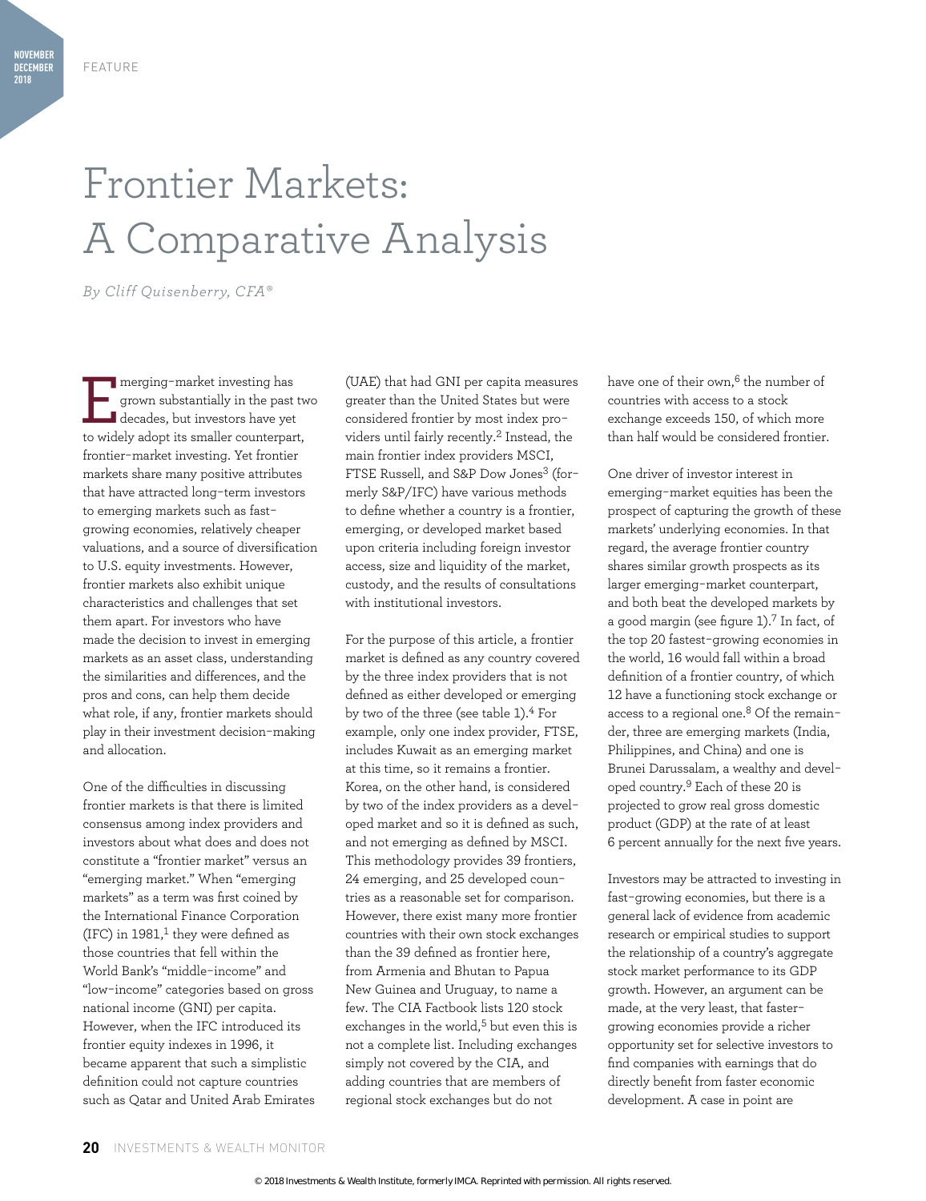# Frontier Markets: A Comparative Analysis

*By Cliff Quisenberry, CFA®*

Emerging-market investing has grown substantially in the past two decades, but investors have yet to widely adopt its smaller counterpart, frontier-market investing. Yet frontier markets share many positive attributes that have attracted long-term investors to emerging markets such as fast-growing economies, relatively cheaper valuations, and a source of diversification to U.S. equity investments. However, frontier markets also exhibit unique characteristics and challenges that set them apart. For investors who have made the decision to invest in emerging markets as an asset class, understanding the similarities and differences, and the pros and cons, can help them decide what role, if any, frontier markets should play in their investment decision-making and allocation.

One of the difficulties in discussing frontier markets is that there is limited consensus among index providers and investors about what does and does not constitute a "frontier market" versus an "emerging market." When "emerging markets" as a term was first coined by the International Finance Corporation (IFC) in 1981,[1] they were defined as those countries that fell within the World Bank's "middle-income" and "low-income" categories based on gross national income (GNI) per capita. However, when the IFC introduced its frontier equity indexes in 1996, it became apparent that such a simplistic definition could not capture countries such as Qatar and United Arab Emirates (UAE) that had GNI per capita measures greater than the United States but were considered frontier by most index providers until fairly recently.[2] Instead, the main frontier index providers MSCI, FTSE Russell, and S&P Dow Jones[3] (formerly S&P/IFC) have various methods to define whether a country is a frontier, emerging, or developed market based upon criteria including foreign investor access, size and liquidity of the market, custody, and the results of consultations with institutional investors.

For the purpose of this article, a frontier market is defined as any country covered by the three index providers that is not defined as either developed or emerging by two of the three (see table 1).[4] For example, only one index provider, FTSE, includes Kuwait as an emerging market at this time, so it remains a frontier. Korea, on the other hand, is considered by two of the index providers as a developed market and so it is defined as such, and not emerging as defined by MSCI. This methodology provides 39 frontiers, 24 emerging, and 25 developed countries as a reasonable set for comparison. However, there exist many more frontier countries with their own stock exchanges than the 39 defined as frontier here, from Armenia and Bhutan to Papua New Guinea and Uruguay, to name a few. The CIA Factbook lists 120 stock exchanges in the world,[5] but even this is not a complete list. Including exchanges simply not covered by the CIA, and adding countries that are members of regional stock exchanges but do not have one of their own,[6] the number of countries with access to a stock exchange exceeds 150, of which more than half would be considered frontier.

One driver of investor interest in emerging-market equities has been the prospect of capturing the growth of these markets' underlying economies. In that regard, the average frontier country shares similar growth prospects as its larger emerging-market counterpart, and both beat the developed markets by a good margin (see figure 1).[7] In fact, of the top 20 fastest-growing economies in the world, 16 would fall within a broad definition of a frontier country, of which 12 have a functioning stock exchange or access to a regional one.[8] Of the remainder, three are emerging markets (India, Philippines, and China) and one is Brunei Darussalam, a wealthy and developed country.[9] Each of these 20 is projected to grow real gross domestic product (GDP) at the rate of at least 6 percent annually for the next five years.

Investors may be attracted to investing in fast-growing economies, but there is a general lack of evidence from academic research or empirical studies to support the relationship of a country's aggregate stock market performance to its GDP growth. However, an argument can be made, at the very least, that faster-growing economies provide a richer opportunity set for selective investors to find companies with earnings that do directly benefit from faster economic development. A case in point are

© 2018 Investments & Wealth Institute, formerly IMCA. Reprinted with permission. All rights reserved.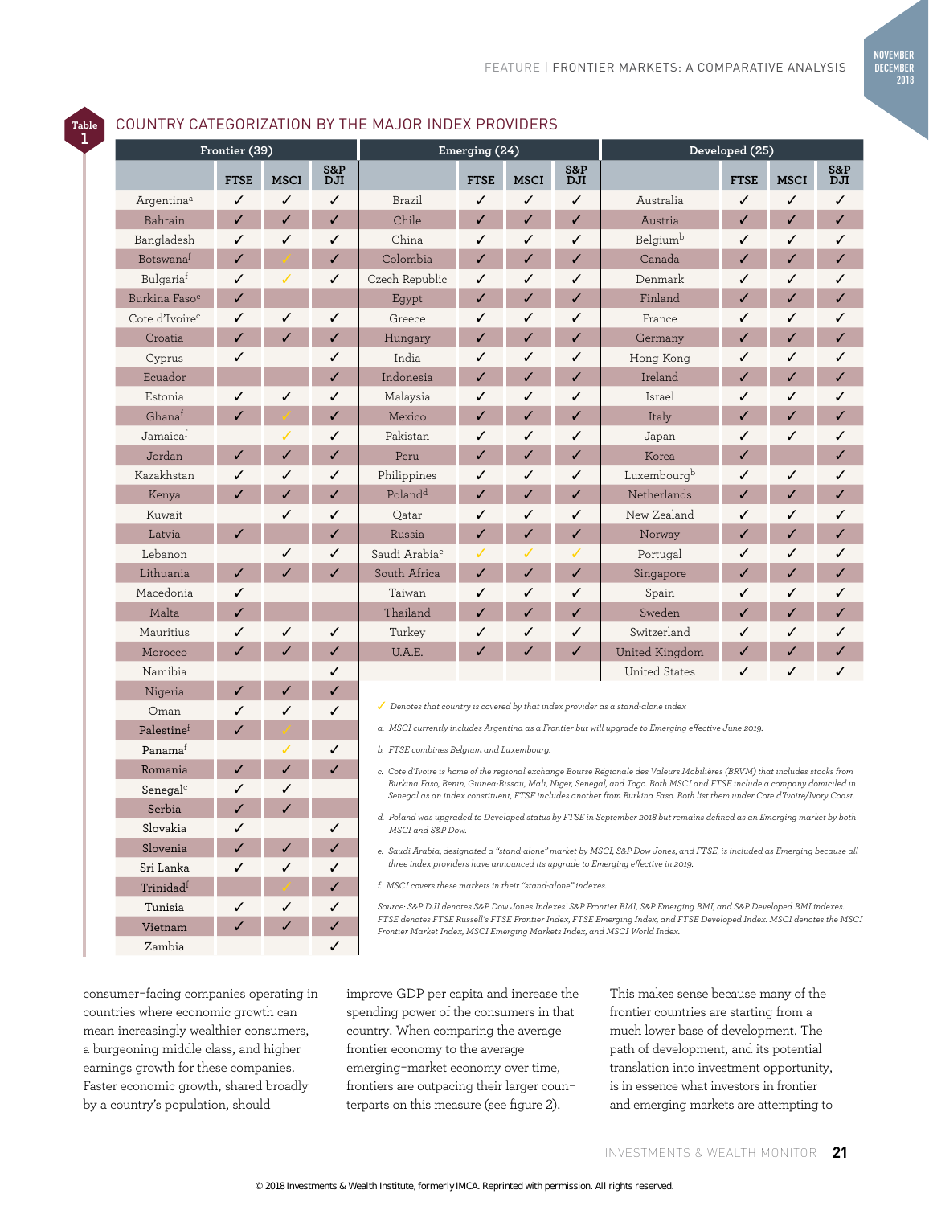## Table 1: COUNTRY CATEGORIZATION BY THE MAJOR INDEX PROVIDERS

| Frontier (39) | | | | Emerging (24) | | | | Developed (25) | | | |
|---|---|---|---|---|---|---|---|---|---|---|---|
| | FTSE | MSCI | S&P DJI | | FTSE | MSCI | S&P DJI | | FTSE | MSCI | S&P DJI |
| Argentina[a] | ✓ | ✓ | ✓ | Brazil | ✓ | ✓ | ✓ | Australia | ✓ | ✓ | ✓ |
| Bahrain | ✓ | ✓ | ✓ | Chile | ✓ | ✓ | ✓ | Austria | ✓ | ✓ | ✓ |
| Bangladesh | ✓ | ✓ | ✓ | China | ✓ | ✓ | ✓ | Belgium[b] | ✓ | ✓ | ✓ |
| Botswana[f] | ✓ | ✓* | ✓ | Colombia | ✓ | ✓ | ✓ | Canada | ✓ | ✓ | ✓ |
| Bulgaria[f] | ✓ | ✓* | ✓ | Czech Republic | ✓ | ✓ | ✓ | Denmark | ✓ | ✓ | ✓ |
| Burkina Faso[c] | ✓ | | | Egypt | ✓ | ✓ | ✓ | Finland | ✓ | ✓ | ✓ |
| Cote d'Ivoire[c] | ✓ | ✓ | ✓ | Greece | ✓ | ✓ | ✓ | France | ✓ | ✓ | ✓ |
| Croatia | ✓ | ✓ | ✓ | Hungary | ✓ | ✓ | ✓ | Germany | ✓ | ✓ | ✓ |
| Cyprus | ✓ | | ✓ | India | ✓ | ✓ | ✓ | Hong Kong | ✓ | ✓ | ✓ |
| Ecuador | | | ✓ | Indonesia | ✓ | ✓ | ✓ | Ireland | ✓ | ✓ | ✓ |
| Estonia | ✓ | ✓ | ✓ | Malaysia | ✓ | ✓ | ✓ | Israel | ✓ | ✓ | ✓ |
| Ghana[f] | ✓ | ✓* | ✓ | Mexico | ✓ | ✓ | ✓ | Italy | ✓ | ✓ | ✓ |
| Jamaica[f] | | ✓* | ✓ | Pakistan | ✓ | ✓ | ✓ | Japan | ✓ | ✓ | ✓ |
| Jordan | ✓ | ✓ | ✓ | Peru | ✓ | ✓ | ✓ | Korea | ✓ | | ✓ |
| Kazakhstan | ✓ | ✓ | ✓ | Philippines | ✓ | ✓ | ✓ | Luxembourg[b] | ✓ | ✓ | ✓ |
| Kenya | ✓ | ✓ | ✓ | Poland[d] | ✓ | ✓ | ✓ | Netherlands | ✓ | ✓ | ✓ |
| Kuwait | | ✓ | ✓ | Qatar | ✓ | ✓ | ✓ | New Zealand | ✓ | ✓ | ✓ |
| Latvia | ✓ | | ✓ | Russia | ✓ | ✓ | ✓ | Norway | ✓ | ✓ | ✓ |
| Lebanon | | ✓ | ✓ | Saudi Arabia[e] | ✓* | ✓* | ✓* | Portugal | ✓ | ✓ | ✓ |
| Lithuania | ✓ | ✓ | ✓ | South Africa | ✓ | ✓ | ✓ | Singapore | ✓ | ✓ | ✓ |
| Macedonia | ✓ | | | Taiwan | ✓ | ✓ | ✓ | Spain | ✓ | ✓ | ✓ |
| Malta | ✓ | | | Thailand | ✓ | ✓ | ✓ | Sweden | ✓ | ✓ | ✓ |
| Mauritius | ✓ | ✓ | ✓ | Turkey | ✓ | ✓ | ✓ | Switzerland | ✓ | ✓ | ✓ |
| Morocco | ✓ | ✓ | ✓ | U.A.E. | ✓ | ✓ | ✓ | United Kingdom | ✓ | ✓ | ✓ |
| Namibia | | | ✓ | | | | | United States | ✓ | ✓ | ✓ |
| Nigeria | ✓ | ✓ | ✓ | | | | | | | | |
| Oman | ✓ | ✓ | ✓ | | | | | | | | |
| Palestine[f] | ✓ | ✓* | | | | | | | | | |
| Panama[f] | | ✓* | ✓ | | | | | | | | |
| Romania | ✓ | ✓ | ✓ | | | | | | | | |
| Senegal[c] | ✓ | ✓ | | | | | | | | | |
| Serbia | ✓ | ✓ | | | | | | | | | |
| Slovakia | ✓ | | ✓ | | | | | | | | |
| Slovenia | ✓ | ✓ | ✓ | | | | | | | | |
| Sri Lanka | ✓ | ✓ | ✓ | | | | | | | | |
| Trinidad[f] | | ✓* | ✓ | | | | | | | | |
| Tunisia | ✓ | ✓ | ✓ | | | | | | | | |
| Vietnam | ✓ | ✓ | ✓ | | | | | | | | |
| Zambia | | | ✓ | | | | | | | | |

*✓\* Denotes that country is covered by that index provider as a stand-alone index*

*a. MSCI currently includes Argentina as a Frontier but will upgrade to Emerging effective June 2019.*

*b. FTSE combines Belgium and Luxembourg.*

*c. Cote d'Ivoire is home of the regional exchange Bourse Régionale des Valeurs Mobilières (BRVM) that includes stocks from Burkina Faso, Benin, Guinea-Bissau, Mali, Niger, Senegal, and Togo. Both MSCI and FTSE include a company domiciled in Senegal as an index constituent, FTSE includes another from Burkina Faso. Both list them under Cote d'Ivoire/Ivory Coast.*

*d. Poland was upgraded to Developed status by FTSE in September 2018 but remains defined as an Emerging market by both MSCI and S&P Dow.*

*e. Saudi Arabia, designated a "stand-alone" market by MSCI, S&P Dow Jones, and FTSE, is included as Emerging because all three index providers have announced its upgrade to Emerging effective in 2019.*

*f. MSCI covers these markets in their "stand-alone" indexes.*

*Source: S&P DJI denotes S&P Dow Jones Indexes' S&P Frontier BMI, S&P Emerging BMI, and S&P Developed BMI indexes. FTSE denotes FTSE Russell's FTSE Frontier Index, FTSE Emerging Index, and FTSE Developed Index. MSCI denotes the MSCI Frontier Market Index, MSCI Emerging Markets Index, and MSCI World Index.*

consumer-facing companies operating in countries where economic growth can mean increasingly wealthier consumers, a burgeoning middle class, and higher earnings growth for these companies. Faster economic growth, shared broadly by a country's population, should improve GDP per capita and increase the spending power of the consumers in that country. When comparing the average frontier economy to the average emerging-market economy over time, frontiers are outpacing their larger counterparts on this measure (see figure 2).

This makes sense because many of the frontier countries are starting from a much lower base of development. The path of development, and its potential translation into investment opportunity, is in essence what investors in frontier and emerging markets are attempting to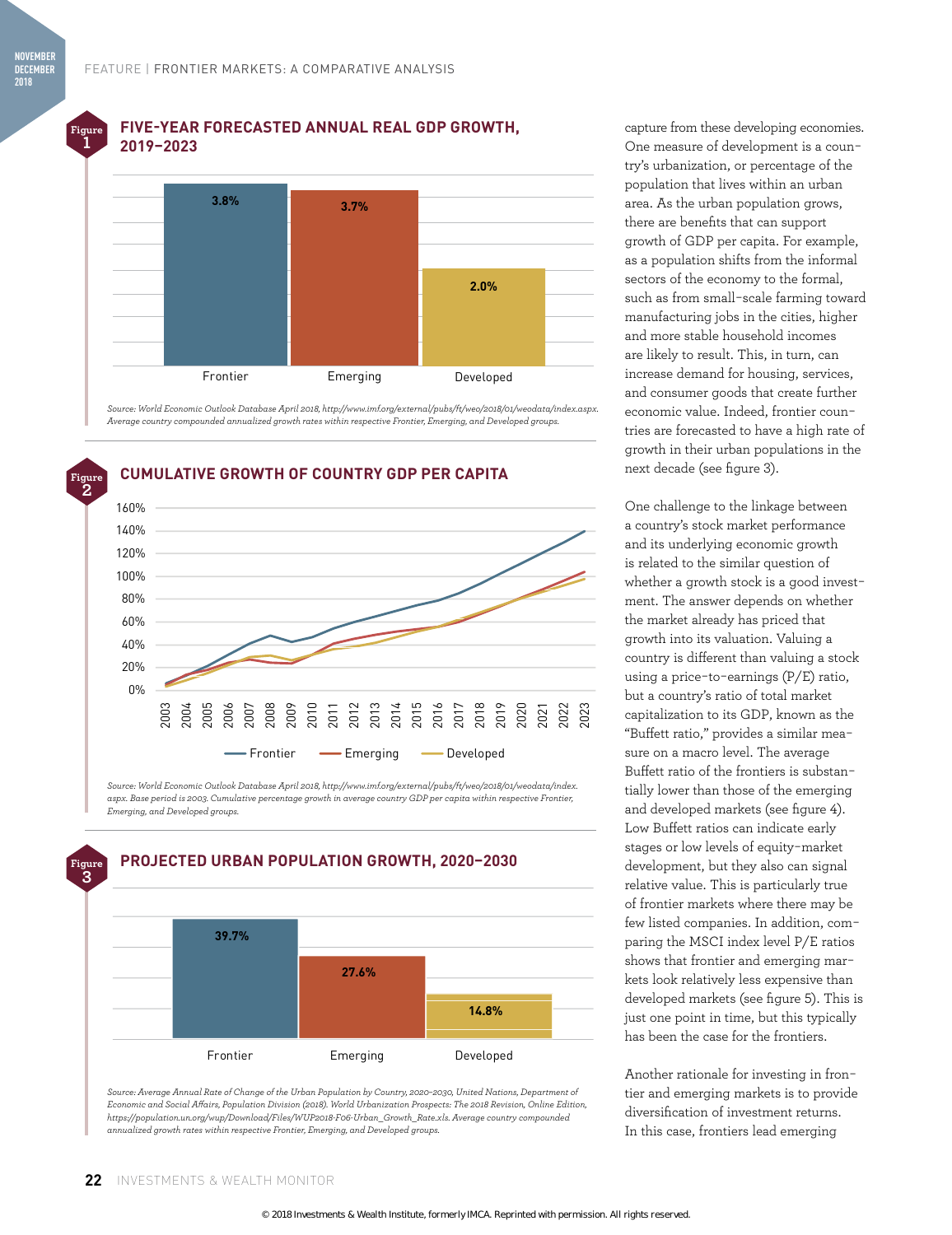**Figure 1**

## FIVE-YEAR FORECASTED ANNUAL REAL GDP GROWTH, 2019–2023

| Frontier | Emerging | Developed |
|---|---|---|
| 3.8% | 3.7% | 2.0% |

*Source: World Economic Outlook Database April 2018, http://www.imf.org/external/pubs/ft/weo/2018/01/weodata/index.aspx. Average country compounded annualized growth rates within respective Frontier, Emerging, and Developed groups.*

**Figure 2**

## CUMULATIVE GROWTH OF COUNTRY GDP PER CAPITA

*Source: World Economic Outlook Database April 2018, http://www.imf.org/external/pubs/ft/weo/2018/01/weodata/index.aspx. Base period is 2003. Cumulative percentage growth in average country GDP per capita within respective Frontier, Emerging, and Developed groups.*

**Figure 3**

## PROJECTED URBAN POPULATION GROWTH, 2020–2030

| Frontier | Emerging | Developed |
|---|---|---|
| 39.7% | 27.6% | 14.8% |

*Source: Average Annual Rate of Change of the Urban Population by Country, 2020–2030, United Nations, Department of Economic and Social Affairs, Population Division (2018). World Urbanization Prospects: The 2018 Revision, Online Edition, https://population.un.org/wup/Download/Files/WUP2018-F06-Urban_Growth_Rate.xls. Average country compounded annualized growth rates within respective Frontier, Emerging, and Developed groups.*

capture from these developing economies. One measure of development is a country's urbanization, or percentage of the population that lives within an urban area. As the urban population grows, there are benefits that can support growth of GDP per capita. For example, as a population shifts from the informal sectors of the economy to the formal, such as from small-scale farming toward manufacturing jobs in the cities, higher and more stable household incomes are likely to result. This, in turn, can increase demand for housing, services, and consumer goods that create further economic value. Indeed, frontier countries are forecasted to have a high rate of growth in their urban populations in the next decade (see figure 3).

One challenge to the linkage between a country's stock market performance and its underlying economic growth is related to the similar question of whether a growth stock is a good investment. The answer depends on whether the market already has priced that growth into its valuation. Valuing a country is different than valuing a stock using a price-to-earnings (P/E) ratio, but a country's ratio of total market capitalization to its GDP, known as the "Buffett ratio," provides a similar measure on a macro level. The average Buffett ratio of the frontiers is substantially lower than those of the emerging and developed markets (see figure 4). Low Buffett ratios can indicate early stages or low levels of equity-market development, but they also can signal relative value. This is particularly true of frontier markets where there may be few listed companies. In addition, comparing the MSCI index level P/E ratios shows that frontier and emerging markets look relatively less expensive than developed markets (see figure 5). This is just one point in time, but this typically has been the case for the frontiers.

Another rationale for investing in frontier and emerging markets is to provide diversification of investment returns. In this case, frontiers lead emerging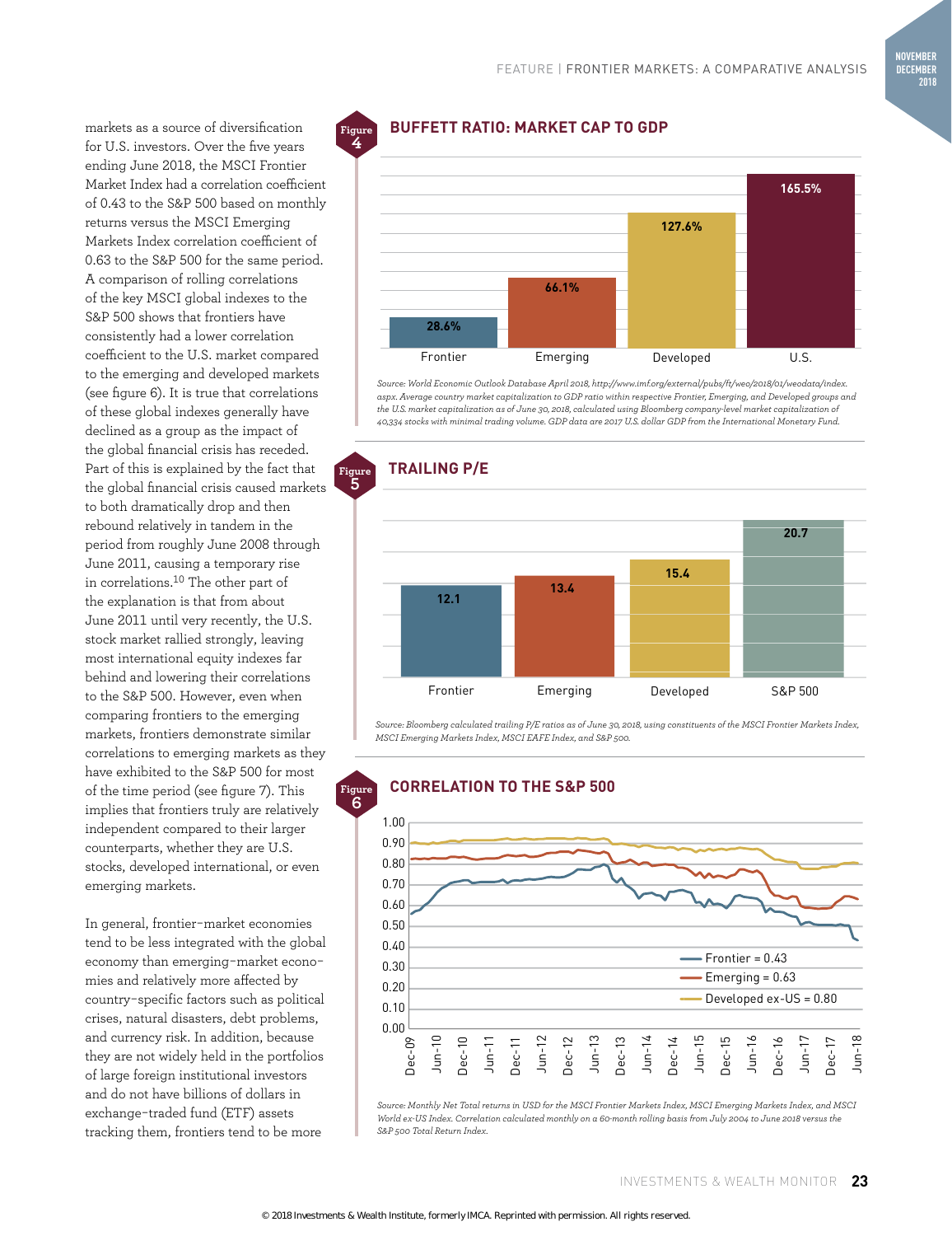markets as a source of diversification for U.S. investors. Over the five years ending June 2018, the MSCI Frontier Market Index had a correlation coefficient of 0.43 to the S&P 500 based on monthly returns versus the MSCI Emerging Markets Index correlation coefficient of 0.63 to the S&P 500 for the same period. A comparison of rolling correlations of the key MSCI global indexes to the S&P 500 shows that frontiers have consistently had a lower correlation coefficient to the U.S. market compared to the emerging and developed markets (see figure 6). It is true that correlations of these global indexes generally have declined as a group as the impact of the global financial crisis has receded. Part of this is explained by the fact that the global financial crisis caused markets to both dramatically drop and then rebound relatively in tandem in the period from roughly June 2008 through June 2011, causing a temporary rise in correlations.[10] The other part of the explanation is that from about June 2011 until very recently, the U.S. stock market rallied strongly, leaving most international equity indexes far behind and lowering their correlations to the S&P 500. However, even when comparing frontiers to the emerging markets, frontiers demonstrate similar correlations to emerging markets as they have exhibited to the S&P 500 for most of the time period (see figure 7). This implies that frontiers truly are relatively independent compared to their larger counterparts, whether they are U.S. stocks, developed international, or even emerging markets.

In general, frontier-market economies tend to be less integrated with the global economy than emerging-market economies and relatively more affected by country-specific factors such as political crises, natural disasters, debt problems, and currency risk. In addition, because they are not widely held in the portfolios of large foreign institutional investors and do not have billions of dollars in exchange-traded fund (ETF) assets tracking them, frontiers tend to be more

**Figure 4**

## BUFFETT RATIO: MARKET CAP TO GDP

| | Frontier | Emerging | Developed | U.S. |
|---|---|---|---|---|
| Market Cap to GDP | 28.6% | 66.1% | 127.6% | 165.5% |

*Source: World Economic Outlook Database April 2018, http://www.imf.org/external/pubs/ft/weo/2018/01/weodata/index.aspx. Average country market capitalization to GDP ratio within respective Frontier, Emerging, and Developed groups and the U.S. market capitalization as of June 30, 2018, calculated using Bloomberg company-level market capitalization of 40,334 stocks with minimal trading volume. GDP data are 2017 U.S. dollar GDP from the International Monetary Fund.*

**Figure 5**

## TRAILING P/E

| | Frontier | Emerging | Developed | S&P 500 |
|---|---|---|---|---|
| Trailing P/E | 12.1 | 13.4 | 15.4 | 20.7 |

*Source: Bloomberg calculated trailing P/E ratios as of June 30, 2018, using constituents of the MSCI Frontier Markets Index, MSCI Emerging Markets Index, MSCI EAFE Index, and S&P 500.*

**Figure 6**

## CORRELATION TO THE S&P 500

Frontier = 0.43; Emerging = 0.63; Developed ex-US = 0.80 (Dec-09 to Jun-18)

*Source: Monthly Net Total returns in USD for the MSCI Frontier Markets Index, MSCI Emerging Markets Index, and MSCI World ex-US Index. Correlation calculated monthly on a 60-month rolling basis from July 2004 to June 2018 versus the S&P 500 Total Return Index.*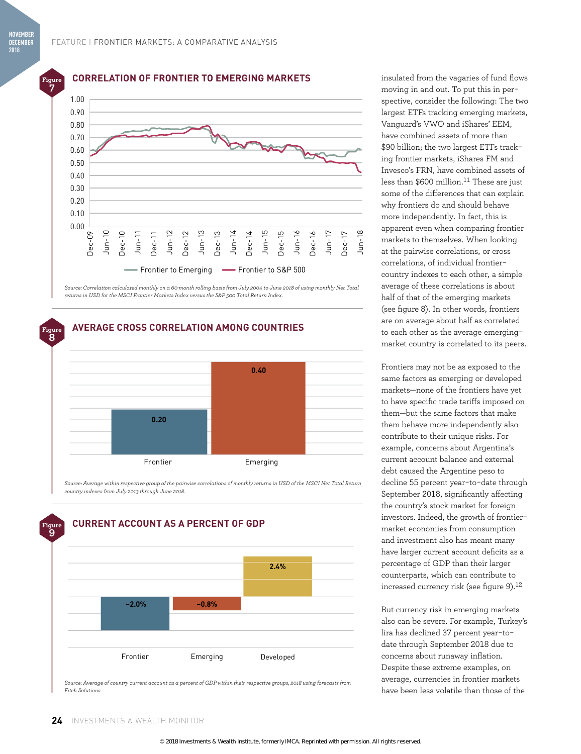## Figure 7: CORRELATION OF FRONTIER TO EMERGING MARKETS

Frontier to Emerging — Frontier to S&P 500

*Source: Correlation calculated monthly on a 60-month rolling basis from July 2004 to June 2018 of using monthly Net Total returns in USD for the MSCI Frontier Markets Index versus the S&P 500 Total Return Index.*

## Figure 8: AVERAGE CROSS CORRELATION AMONG COUNTRIES

| Group | Average cross correlation |
|---|---|
| Frontier | 0.20 |
| Emerging | 0.40 |

*Source: Average within respective group of the pairwise correlations of monthly returns in USD of the MSCI Net Total Return country indexes from July 2013 through June 2018.*

## Figure 9: CURRENT ACCOUNT AS A PERCENT OF GDP

| Group | Current account as % of GDP |
|---|---|
| Frontier | −2.0% |
| Emerging | −0.8% |
| Developed | 2.4% |

*Source: Average of country current account as a percent of GDP within their respective groups, 2018 using forecasts from Fitch Solutions.*

insulated from the vagaries of fund flows moving in and out. To put this in perspective, consider the following: The two largest ETFs tracking emerging markets, Vanguard's VWO and iShares' EEM, have combined assets of more than $90 billion; the two largest ETFs tracking frontier markets, iShares FM and Invesco's FRN, have combined assets of less than $600 million.[11] These are just some of the differences that can explain why frontiers do and should behave more independently. In fact, this is apparent even when comparing frontier markets to themselves. When looking at the pairwise correlations, or cross correlations, of individual frontier-country indexes to each other, a simple average of these correlations is about half of that of the emerging markets (see figure 8). In other words, frontiers are on average about half as correlated to each other as the average emerging-market country is correlated to its peers.

Frontiers may not be as exposed to the same factors as emerging or developed markets—none of the frontiers have yet to have specific trade tariffs imposed on them—but the same factors that make them behave more independently also contribute to their unique risks. For example, concerns about Argentina's current account balance and external debt caused the Argentine peso to decline 55 percent year-to-date through September 2018, significantly affecting the country's stock market for foreign investors. Indeed, the growth of frontier-market economies from consumption and investment also has meant many have larger current account deficits as a percentage of GDP than their larger counterparts, which can contribute to increased currency risk (see figure 9).[12]

But currency risk in emerging markets also can be severe. For example, Turkey's lira has declined 37 percent year-to-date through September 2018 due to concerns about runaway inflation. Despite these extreme examples, on average, currencies in frontier markets have been less volatile than those of the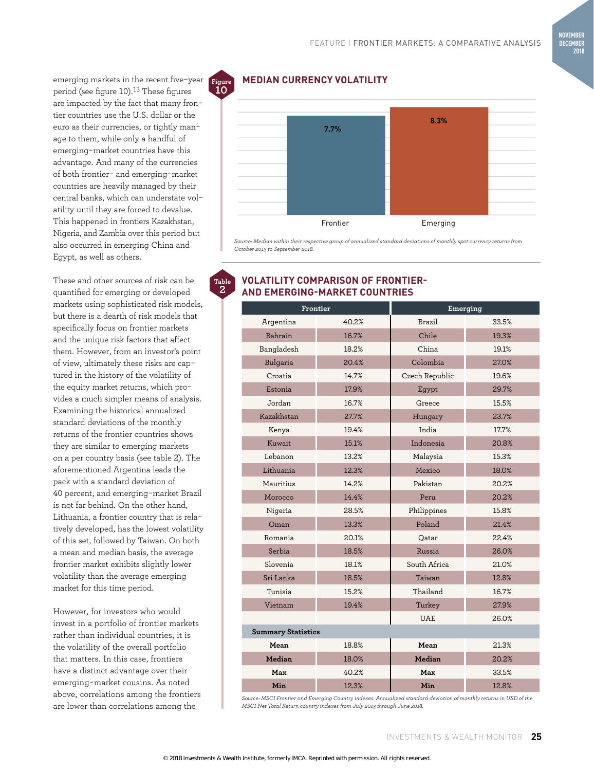emerging markets in the recent five-year period (see figure 10).[13] These figures are impacted by the fact that many frontier countries use the U.S. dollar or the euro as their currencies, or tightly manage to them, while only a handful of emerging-market countries have this advantage. And many of the currencies of both frontier- and emerging-market countries are heavily managed by their central banks, which can understate volatility until they are forced to devalue. This happened in frontiers Kazakhstan, Nigeria, and Zambia over this period but also occurred in emerging China and Egypt, as well as others.

These and other sources of risk can be quantified for emerging or developed markets using sophisticated risk models, but there is a dearth of risk models that specifically focus on frontier markets and the unique risk factors that affect them. However, from an investor's point of view, ultimately these risks are captured in the history of the volatility of the equity market returns, which provides a much simpler means of analysis. Examining the historical annualized standard deviations of the monthly returns of the frontier countries shows they are similar to emerging markets on a per country basis (see table 2). The aforementioned Argentina leads the pack with a standard deviation of 40 percent, and emerging-market Brazil is not far behind. On the other hand, Lithuania, a frontier country that is relatively developed, has the lowest volatility of this set, followed by Taiwan. On both a mean and median basis, the average frontier market exhibits slightly lower volatility than the average emerging market for this time period.

However, for investors who would invest in a portfolio of frontier markets rather than individual countries, it is the volatility of the overall portfolio that matters. In this case, frontiers have a distinct advantage over their emerging-market cousins. As noted above, correlations among the frontiers are lower than correlations among the

**Figure 10**

## MEDIAN CURRENCY VOLATILITY

| | Frontier | Emerging |
|---|---|---|
| Median currency volatility | 7.7% | 8.3% |

*Source: Median within their respective group of annualized standard deviations of monthly spot currency returns from October 2013 to September 2018.*

**Table 2**

## VOLATILITY COMPARISON OF FRONTIER- AND EMERGING-MARKET COUNTRIES

| Frontier | | Emerging | |
|---|---|---|---|
| Argentina | 40.2% | Brazil | 33.5% |
| Bahrain | 16.7% | Chile | 19.3% |
| Bangladesh | 18.2% | China | 19.1% |
| Bulgaria | 20.4% | Colombia | 27.0% |
| Croatia | 14.7% | Czech Republic | 19.6% |
| Estonia | 17.9% | Egypt | 29.7% |
| Jordan | 16.7% | Greece | 15.5% |
| Kazakhstan | 27.7% | Hungary | 23.7% |
| Kenya | 19.4% | India | 17.7% |
| Kuwait | 15.1% | Indonesia | 20.8% |
| Lebanon | 13.2% | Malaysia | 15.3% |
| Lithuania | 12.3% | Mexico | 18.0% |
| Mauritius | 14.2% | Pakistan | 20.2% |
| Morocco | 14.4% | Peru | 20.2% |
| Nigeria | 28.5% | Philippines | 15.8% |
| Oman | 13.3% | Poland | 21.4% |
| Romania | 20.1% | Qatar | 22.4% |
| Serbia | 18.5% | Russia | 26.0% |
| Slovenia | 18.1% | South Africa | 21.0% |
| Sri Lanka | 18.5% | Taiwan | 12.8% |
| Tunisia | 15.2% | Thailand | 16.7% |
| Vietnam | 19.4% | Turkey | 27.9% |
| | | UAE | 26.0% |
| **Summary Statistics** | | | |
| **Mean** | 18.8% | **Mean** | 21.3% |
| **Median** | 18.0% | **Median** | 20.2% |
| **Max** | 40.2% | **Max** | 33.5% |
| **Min** | 12.3% | **Min** | 12.8% |

*Source: MSCI Frontier and Emerging Country indexes. Annualized standard deviation of monthly returns in USD of the MSCI Net Total Return country indexes from July 2013 through June 2018.*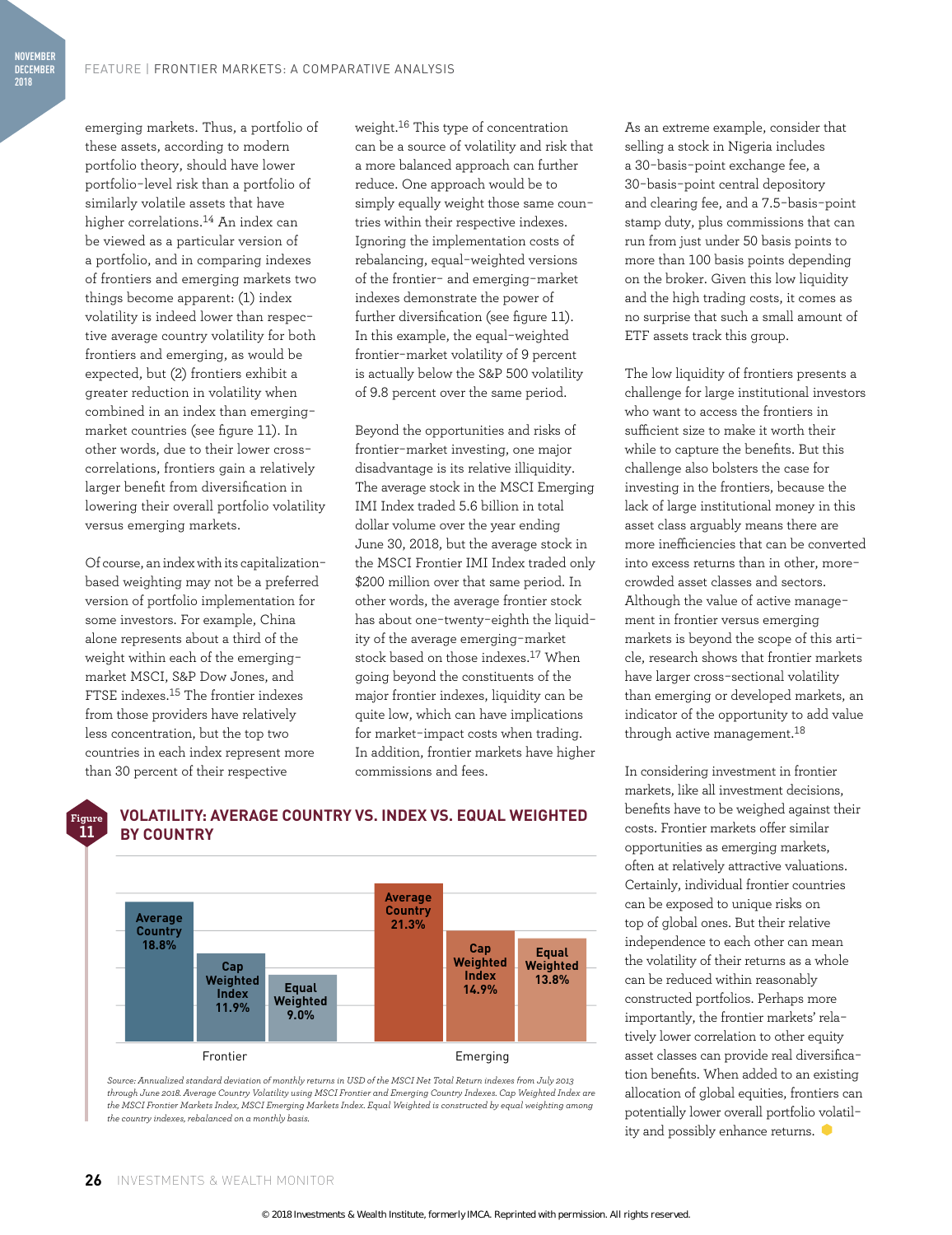emerging markets. Thus, a portfolio of these assets, according to modern portfolio theory, should have lower portfolio-level risk than a portfolio of similarly volatile assets that have higher correlations.[14] An index can be viewed as a particular version of a portfolio, and in comparing indexes of frontiers and emerging markets two things become apparent: (1) index volatility is indeed lower than respective average country volatility for both frontiers and emerging, as would be expected, but (2) frontiers exhibit a greater reduction in volatility when combined in an index than emerging-market countries (see figure 11). In other words, due to their lower cross-correlations, frontiers gain a relatively larger benefit from diversification in lowering their overall portfolio volatility versus emerging markets.

Of course, an index with its capitalization-based weighting may not be a preferred version of portfolio implementation for some investors. For example, China alone represents about a third of the weight within each of the emerging-market MSCI, S&P Dow Jones, and FTSE indexes.[15] The frontier indexes from those providers have relatively less concentration, but the top two countries in each index represent more than 30 percent of their respective weight.[16] This type of concentration can be a source of volatility and risk that a more balanced approach can further reduce. One approach would be to simply equally weight those same countries within their respective indexes. Ignoring the implementation costs of rebalancing, equal-weighted versions of the frontier- and emerging-market indexes demonstrate the power of further diversification (see figure 11). In this example, the equal-weighted frontier-market volatility of 9 percent is actually below the S&P 500 volatility of 9.8 percent over the same period.

Beyond the opportunities and risks of frontier-market investing, one major disadvantage is its relative illiquidity. The average stock in the MSCI Emerging IMI Index traded 5.6 billion in total dollar volume over the year ending June 30, 2018, but the average stock in the MSCI Frontier IMI Index traded only $200 million over that same period. In other words, the average frontier stock has about one-twenty-eighth the liquidity of the average emerging-market stock based on those indexes.[17] When going beyond the constituents of the major frontier indexes, liquidity can be quite low, which can have implications for market-impact costs when trading. In addition, frontier markets have higher commissions and fees.

**Figure 11**

**VOLATILITY: AVERAGE COUNTRY VS. INDEX VS. EQUAL WEIGHTED BY COUNTRY**

| | Average Country | Cap Weighted Index | Equal Weighted |
|---|---|---|---|
| Frontier | 18.8% | 11.9% | 9.0% |
| Emerging | 21.3% | 14.9% | 13.8% |

*Source: Annualized standard deviation of monthly returns in USD of the MSCI Net Total Return indexes from July 2013 through June 2018. Average Country Volatility using MSCI Frontier and Emerging Country Indexes. Cap Weighted Index are the MSCI Frontier Markets Index, MSCI Emerging Markets Index. Equal Weighted is constructed by equal weighting among the country indexes, rebalanced on a monthly basis.*

As an extreme example, consider that selling a stock in Nigeria includes a 30-basis-point exchange fee, a 30-basis-point central depository and clearing fee, and a 7.5-basis-point stamp duty, plus commissions that can run from just under 50 basis points to more than 100 basis points depending on the broker. Given this low liquidity and the high trading costs, it comes as no surprise that such a small amount of ETF assets track this group.

The low liquidity of frontiers presents a challenge for large institutional investors who want to access the frontiers in sufficient size to make it worth their while to capture the benefits. But this challenge also bolsters the case for investing in the frontiers, because the lack of large institutional money in this asset class arguably means there are more inefficiencies that can be converted into excess returns than in other, more-crowded asset classes and sectors. Although the value of active management in frontier versus emerging markets is beyond the scope of this article, research shows that frontier markets have larger cross-sectional volatility than emerging or developed markets, an indicator of the opportunity to add value through active management.[18]

In considering investment in frontier markets, like all investment decisions, benefits have to be weighed against their costs. Frontier markets offer similar opportunities as emerging markets, often at relatively attractive valuations. Certainly, individual frontier countries can be exposed to unique risks on top of global ones. But their relative independence to each other can mean the volatility of their returns as a whole can be reduced within reasonably constructed portfolios. Perhaps more importantly, the frontier markets' relatively lower correlation to other equity asset classes can provide real diversification benefits. When added to an existing allocation of global equities, frontiers can potentially lower overall portfolio volatility and possibly enhance returns.

© 2018 Investments & Wealth Institute, formerly IMCA. Reprinted with permission. All rights reserved.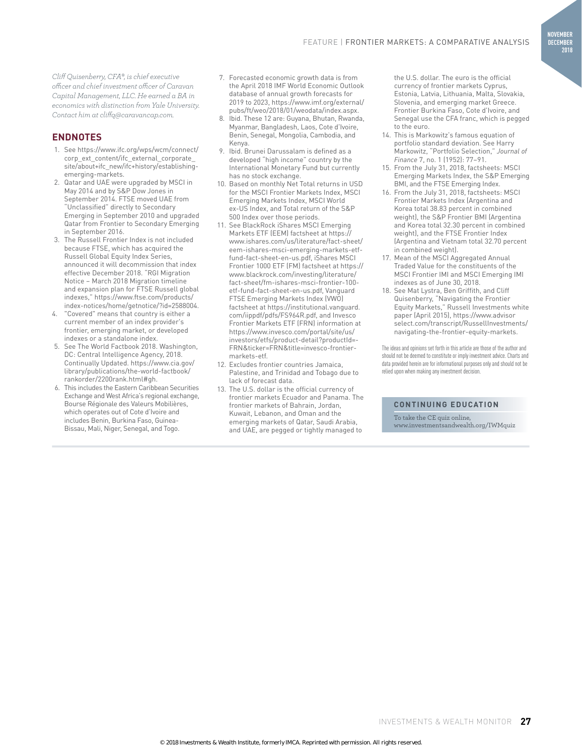*Cliff Quisenberry, CFA®, is chief executive officer and chief investment officer of Caravan Capital Management, LLC. He earned a BA in economics with distinction from Yale University. Contact him at cliffq@caravancap.com.*

## ENDNOTES

1. See https://www.ifc.org/wps/wcm/connect/corp_ext_content/ifc_external_corporate_site/about+ifc_new/ifc+history/establishing-emerging-markets.
2. Qatar and UAE were upgraded by MSCI in May 2014 and by S&P Dow Jones in September 2014. FTSE moved UAE from "Unclassified" directly to Secondary Emerging in September 2010 and upgraded Qatar from Frontier to Secondary Emerging in September 2016.
3. The Russell Frontier Index is not included because FTSE, which has acquired the Russell Global Equity Index Series, announced it will decommission that index effective December 2018. "RGI Migration Notice – March 2018 Migration timeline and expansion plan for FTSE Russell global indexes," https://www.ftse.com/products/index-notices/home/getnotice/?id=2588004.
4. "Covered" means that country is either a current member of an index provider's frontier, emerging market, or developed indexes or a standalone index.
5. See The World Factbook 2018. Washington, DC: Central Intelligence Agency, 2018. Continually Updated. https://www.cia.gov/library/publications/the-world-factbook/rankorder/2200rank.html#gh.
6. This includes the Eastern Caribbean Securities Exchange and West Africa's regional exchange, Bourse Régionale des Valeurs Mobilières, which operates out of Cote d'Ivoire and includes Benin, Burkina Faso, Guinea-Bissau, Mali, Niger, Senegal, and Togo.
7. Forecasted economic growth data is from the April 2018 IMF World Economic Outlook database of annual growth forecasts for 2019 to 2023, https://www.imf.org/external/pubs/ft/weo/2018/01/weodata/index.aspx.
8. Ibid. These 12 are: Guyana, Bhutan, Rwanda, Myanmar, Bangladesh, Laos, Cote d'Ivoire, Benin, Senegal, Mongolia, Cambodia, and Kenya.
9. Ibid. Brunei Darussalam is defined as a developed "high income" country by the International Monetary Fund but currently has no stock exchange.
10. Based on monthly Net Total returns in USD for the MSCI Frontier Markets Index, MSCI Emerging Markets Index, MSCI World ex-US Index, and Total return of the S&P 500 Index over those periods.
11. See BlackRock iShares MSCI Emerging Markets ETF (EEM) factsheet at https://www.ishares.com/us/literature/fact-sheet/eem-ishares-msci-emerging-markets-etf-fund-fact-sheet-en-us.pdf, iShares MSCI Frontier 1000 ETF (FM) factsheet at https://www.blackrock.com/investing/literature/fact-sheet/fm-ishares-msci-frontier-100-etf-fund-fact-sheet-en-us.pdf, Vanguard FTSE Emerging Markets Index (VWO) factsheet at https://institutional.vanguard.com/iippdf/pdfs/FS964R.pdf, and Invesco Frontier Markets ETF (FRN) information at https://www.invesco.com/portal/site/us/investors/etfs/product-detail?productId=-FRN&ticker=FRN&title=invesco-frontier-markets-etf.
12. Excludes frontier countries Jamaica, Palestine, and Trinidad and Tobago due to lack of forecast data.
13. The U.S. dollar is the official currency of frontier markets Ecuador and Panama. The frontier markets of Bahrain, Jordan, Kuwait, Lebanon, and Oman and the emerging markets of Qatar, Saudi Arabia, and UAE, are pegged or tightly managed to the U.S. dollar. The euro is the official currency of frontier markets Cyprus, Estonia, Latvia, Lithuania, Malta, Slovakia, Slovenia, and emerging market Greece. Frontier Burkina Faso, Cote d'Ivoire, and Senegal use the CFA franc, which is pegged to the euro.
14. This is Markowitz's famous equation of portfolio standard deviation. See Harry Markowitz, "Portfolio Selection," *Journal of Finance* 7, no. 1 (1952): 77–91.
15. From the July 31, 2018, factsheets: MSCI Emerging Markets Index, the S&P Emerging BMI, and the FTSE Emerging Index.
16. From the July 31, 2018, factsheets: MSCI Frontier Markets Index (Argentina and Korea total 38.83 percent in combined weight), the S&P Frontier BMI (Argentina and Korea total 32.30 percent in combined weight), and the FTSE Frontier Index (Argentina and Vietnam total 32.70 percent in combined weight).
17. Mean of the MSCI Aggregated Annual Traded Value for the constituents of the MSCI Frontier IMI and MSCI Emerging IMI indexes as of June 30, 2018.
18. See Mat Lystra, Ben Griffith, and Cliff Quisenberry, "Navigating the Frontier Equity Markets," Russell Investments white paper (April 2015), https://www.advisorselect.com/transcript/RussellInvestments/navigating-the-frontier-equity-markets.

The ideas and opinions set forth in this article are those of the author and should not be deemed to constitute or imply investment advice. Charts and data provided herein are for informational purposes only and should not be relied upon when making any investment decision.

**CONTINUING EDUCATION**

To take the CE quiz online, www.investmentsandwealth.org/IWMquiz

© 2018 Investments & Wealth Institute, formerly IMCA. Reprinted with permission. All rights reserved.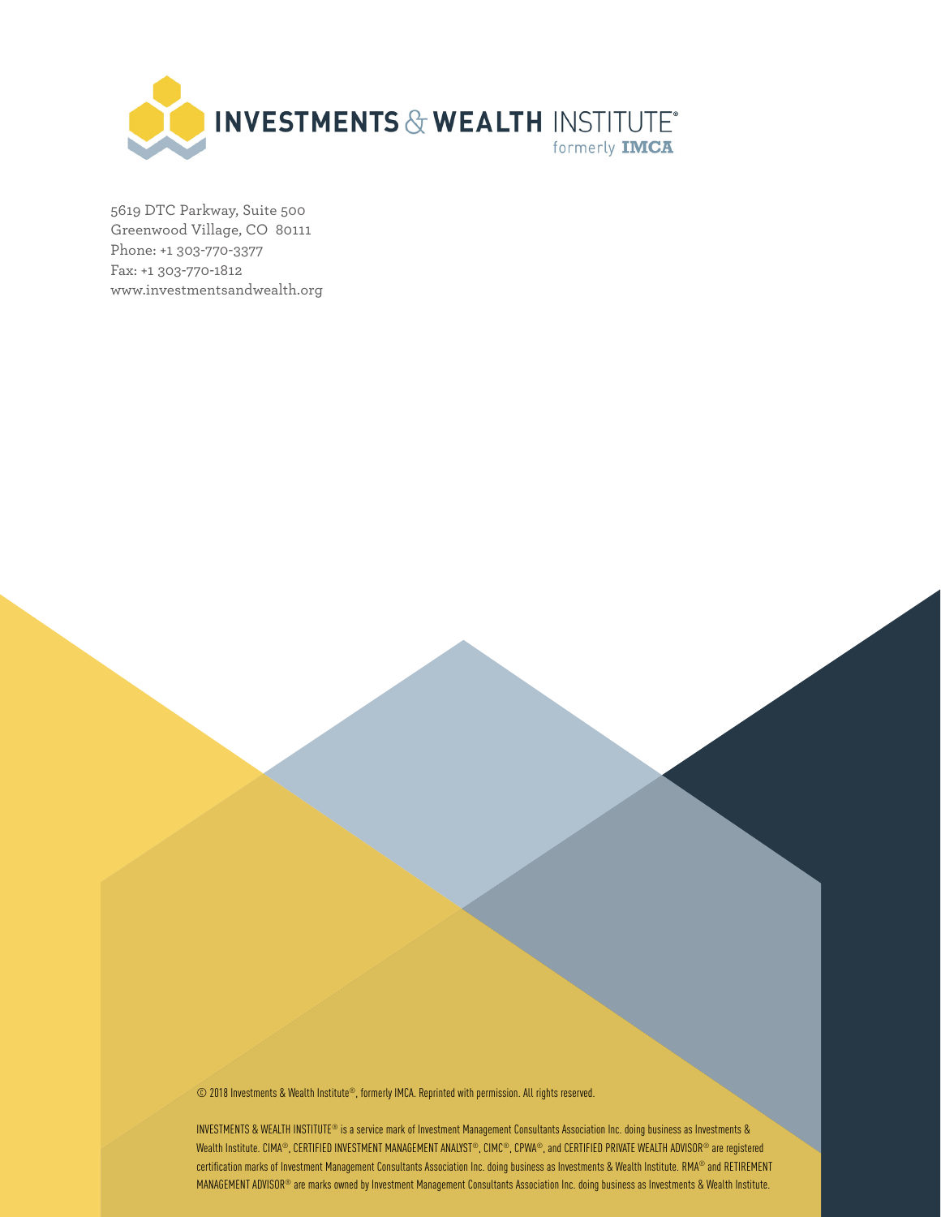INVESTMENTS & WEALTH INSTITUTE®
formerly IMCA

5619 DTC Parkway, Suite 500
Greenwood Village, CO 80111
Phone: +1 303-770-3377
Fax: +1 303-770-1812
www.investmentsandwealth.org

© 2018 Investments & Wealth Institute®, formerly IMCA. Reprinted with permission. All rights reserved.

INVESTMENTS & WEALTH INSTITUTE® is a service mark of Investment Management Consultants Association Inc. doing business as Investments & Wealth Institute. CIMA®, CERTIFIED INVESTMENT MANAGEMENT ANALYST®, CIMC®, CPWA®, and CERTIFIED PRIVATE WEALTH ADVISOR® are registered certification marks of Investment Management Consultants Association Inc. doing business as Investments & Wealth Institute. RMA® and RETIREMENT MANAGEMENT ADVISOR® are marks owned by Investment Management Consultants Association Inc. doing business as Investments & Wealth Institute.